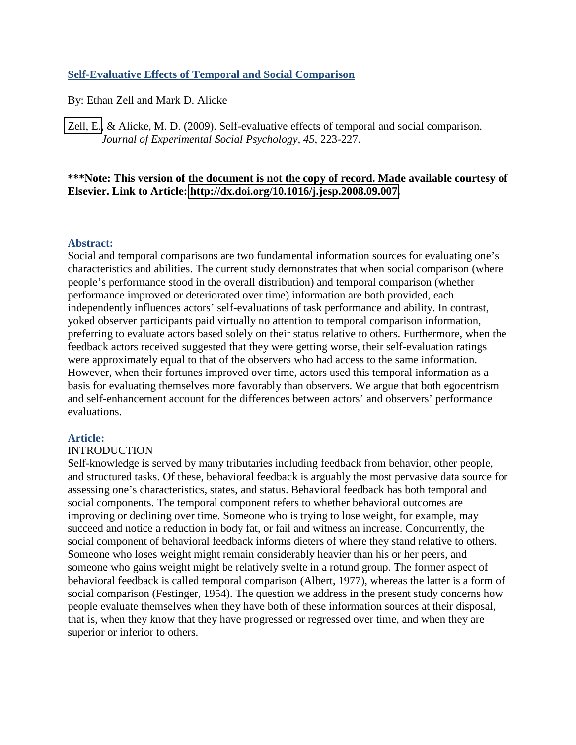## Self-Evaluative Effects of Temporal and Social Comparison

By: Ethan Zell and Mark D. Alicke

Zell, E., & Alicke, M. D. (2009). Self-evaluative effects of temporal and social comparison. *Journal of Experimental Social Psychology*, *45*, 223-227.

**\*\*\*Note: This version of the document is not the copy of record. Made available courtesy of Elsevier. Link to Article: http://dx.doi.org/10.1016/j.jesp.2008.09.007**

### Abstract:

Social and temporal comparisons are two fundamental information sources for evaluating one's characteristics and abilities. The current study demonstrates that when social comparison (where people's performance stood in the overall distribution) and temporal comparison (whether performance improved or deteriorated over time) information are both provided, each independently influences actors' self-evaluations of task performance and ability. In contrast, yoked observer participants paid virtually no attention to temporal comparison information, preferring to evaluate actors based solely on their status relative to others. Furthermore, when the feedback actors received suggested that they were getting worse, their self-evaluation ratings were approximately equal to that of the observers who had access to the same information. However, when their fortunes improved over time, actors used this temporal information as a basis for evaluating themselves more favorably than observers. We argue that both egocentrism and self-enhancement account for the differences between actors' and observers' performance evaluations.

### Article:

INTRODUCTION

Self-knowledge is served by many tributaries including feedback from behavior, other people, and structured tasks. Of these, behavioral feedback is arguably the most pervasive data source for assessing one's characteristics, states, and status. Behavioral feedback has both temporal and social components. The temporal component refers to whether behavioral outcomes are improving or declining over time. Someone who is trying to lose weight, for example, may succeed and notice a reduction in body fat, or fail and witness an increase. Concurrently, the social component of behavioral feedback informs dieters of where they stand relative to others. Someone who loses weight might remain considerably heavier than his or her peers, and someone who gains weight might be relatively svelte in a rotund group. The former aspect of behavioral feedback is called temporal comparison (Albert, 1977), whereas the latter is a form of social comparison (Festinger, 1954). The question we address in the present study concerns how people evaluate themselves when they have both of these information sources at their disposal, that is, when they know that they have progressed or regressed over time, and when they are superior or inferior to others.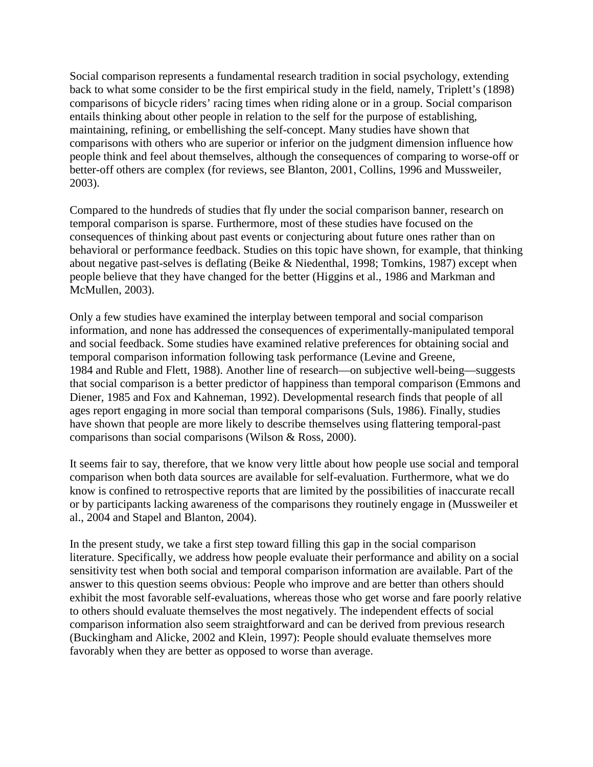Social comparison represents a fundamental research tradition in social psychology, extending back to what some consider to be the first empirical study in the field, namely, Triplett's (1898) comparisons of bicycle riders' racing times when riding alone or in a group. Social comparison entails thinking about other people in relation to the self for the purpose of establishing, maintaining, refining, or embellishing the self-concept. Many studies have shown that comparisons with others who are superior or inferior on the judgment dimension influence how people think and feel about themselves, although the consequences of comparing to worse-off or better-off others are complex (for reviews, see Blanton, 2001, Collins, 1996 and Mussweiler, 2003).

Compared to the hundreds of studies that fly under the social comparison banner, research on temporal comparison is sparse. Furthermore, most of these studies have focused on the consequences of thinking about past events or conjecturing about future ones rather than on behavioral or performance feedback. Studies on this topic have shown, for example, that thinking about negative past-selves is deflating (Beike & Niedenthal, 1998; Tomkins, 1987) except when people believe that they have changed for the better (Higgins et al., 1986 and Markman and McMullen, 2003).

Only a few studies have examined the interplay between temporal and social comparison information, and none has addressed the consequences of experimentally-manipulated temporal and social feedback. Some studies have examined relative preferences for obtaining social and temporal comparison information following task performance (Levine and Greene, 1984 and Ruble and Flett, 1988). Another line of research—on subjective well-being—suggests that social comparison is a better predictor of happiness than temporal comparison (Emmons and Diener, 1985 and Fox and Kahneman, 1992). Developmental research finds that people of all ages report engaging in more social than temporal comparisons (Suls, 1986). Finally, studies have shown that people are more likely to describe themselves using flattering temporal-past comparisons than social comparisons (Wilson & Ross, 2000).

It seems fair to say, therefore, that we know very little about how people use social and temporal comparison when both data sources are available for self-evaluation. Furthermore, what we do know is confined to retrospective reports that are limited by the possibilities of inaccurate recall or by participants lacking awareness of the comparisons they routinely engage in (Mussweiler et al., 2004 and Stapel and Blanton, 2004).

In the present study, we take a first step toward filling this gap in the social comparison literature. Specifically, we address how people evaluate their performance and ability on a social sensitivity test when both social and temporal comparison information are available. Part of the answer to this question seems obvious: People who improve and are better than others should exhibit the most favorable self-evaluations, whereas those who get worse and fare poorly relative to others should evaluate themselves the most negatively. The independent effects of social comparison information also seem straightforward and can be derived from previous research (Buckingham and Alicke, 2002 and Klein, 1997): People should evaluate themselves more favorably when they are better as opposed to worse than average.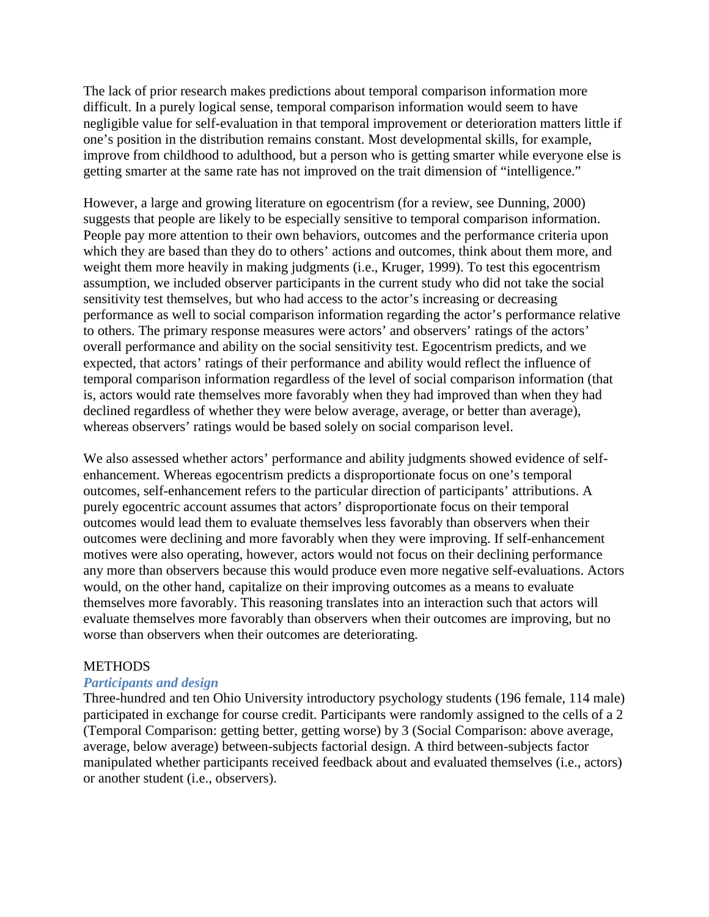The lack of prior research makes predictions about temporal comparison information more difficult. In a purely logical sense, temporal comparison information would seem to have negligible value for self-evaluation in that temporal improvement or deterioration matters little if one's position in the distribution remains constant. Most developmental skills, for example, improve from childhood to adulthood, but a person who is getting smarter while everyone else is getting smarter at the same rate has not improved on the trait dimension of "intelligence."

However, a large and growing literature on egocentrism (for a review, see Dunning, 2000) suggests that people are likely to be especially sensitive to temporal comparison information. People pay more attention to their own behaviors, outcomes and the performance criteria upon which they are based than they do to others' actions and outcomes, think about them more, and weight them more heavily in making judgments (i.e., Kruger, 1999). To test this egocentrism assumption, we included observer participants in the current study who did not take the social sensitivity test themselves, but who had access to the actor's increasing or decreasing performance as well to social comparison information regarding the actor's performance relative to others. The primary response measures were actors' and observers' ratings of the actors' overall performance and ability on the social sensitivity test. Egocentrism predicts, and we expected, that actors' ratings of their performance and ability would reflect the influence of temporal comparison information regardless of the level of social comparison information (that is, actors would rate themselves more favorably when they had improved than when they had declined regardless of whether they were below average, average, or better than average), whereas observers' ratings would be based solely on social comparison level.

We also assessed whether actors' performance and ability judgments showed evidence of self-enhancement. Whereas egocentrism predicts a disproportionate focus on one's temporal outcomes, self-enhancement refers to the particular direction of participants' attributions. A purely egocentric account assumes that actors' disproportionate focus on their temporal outcomes would lead them to evaluate themselves less favorably than observers when their outcomes were declining and more favorably when they were improving. If self-enhancement motives were also operating, however, actors would not focus on their declining performance any more than observers because this would produce even more negative self-evaluations. Actors would, on the other hand, capitalize on their improving outcomes as a means to evaluate themselves more favorably. This reasoning translates into an interaction such that actors will evaluate themselves more favorably than observers when their outcomes are improving, but no worse than observers when their outcomes are deteriorating.

## METHODS

### *Participants and design*

Three-hundred and ten Ohio University introductory psychology students (196 female, 114 male) participated in exchange for course credit. Participants were randomly assigned to the cells of a 2 (Temporal Comparison: getting better, getting worse) by 3 (Social Comparison: above average, average, below average) between-subjects factorial design. A third between-subjects factor manipulated whether participants received feedback about and evaluated themselves (i.e., actors) or another student (i.e., observers).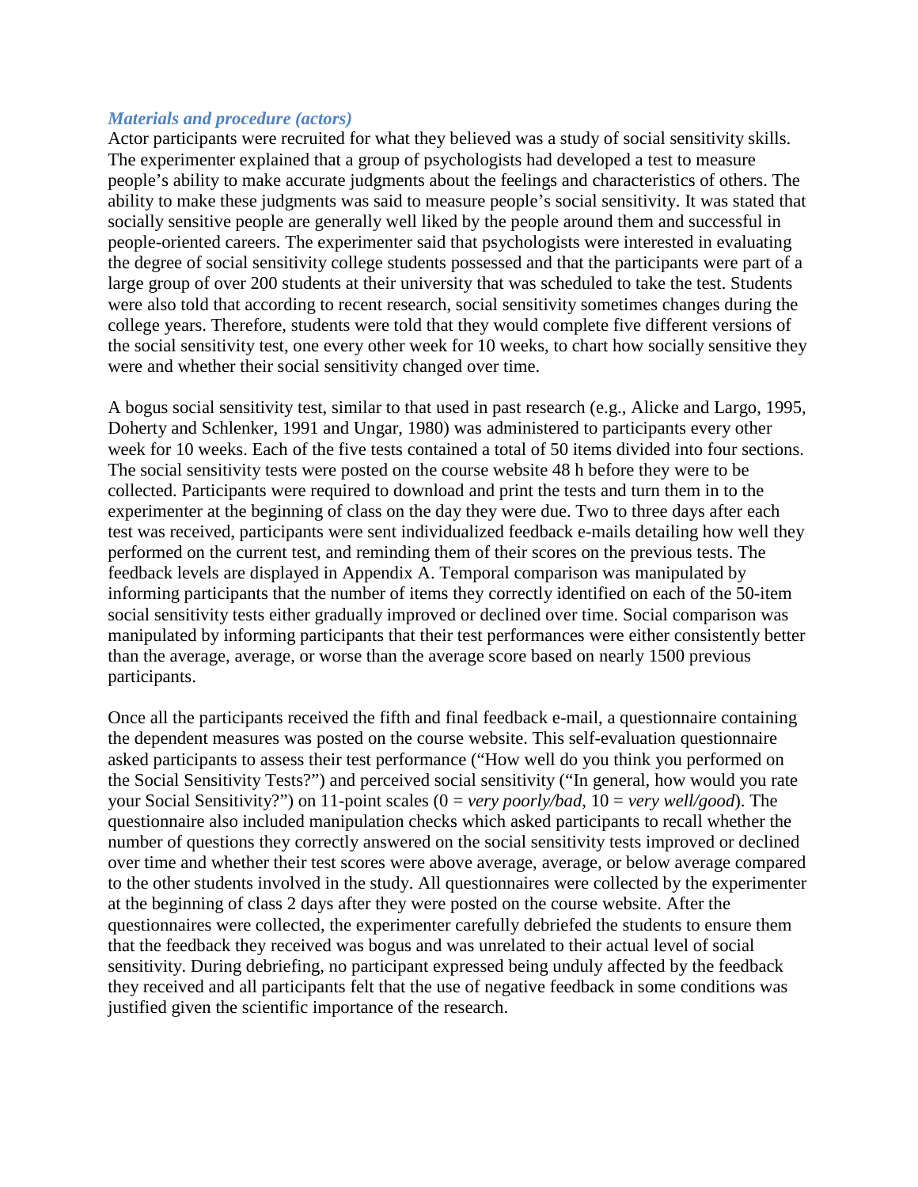### *Materials and procedure (actors)*

Actor participants were recruited for what they believed was a study of social sensitivity skills. The experimenter explained that a group of psychologists had developed a test to measure people's ability to make accurate judgments about the feelings and characteristics of others. The ability to make these judgments was said to measure people's social sensitivity. It was stated that socially sensitive people are generally well liked by the people around them and successful in people-oriented careers. The experimenter said that psychologists were interested in evaluating the degree of social sensitivity college students possessed and that the participants were part of a large group of over 200 students at their university that was scheduled to take the test. Students were also told that according to recent research, social sensitivity sometimes changes during the college years. Therefore, students were told that they would complete five different versions of the social sensitivity test, one every other week for 10 weeks, to chart how socially sensitive they were and whether their social sensitivity changed over time.

A bogus social sensitivity test, similar to that used in past research (e.g., Alicke and Largo, 1995, Doherty and Schlenker, 1991 and Ungar, 1980) was administered to participants every other week for 10 weeks. Each of the five tests contained a total of 50 items divided into four sections. The social sensitivity tests were posted on the course website 48 h before they were to be collected. Participants were required to download and print the tests and turn them in to the experimenter at the beginning of class on the day they were due. Two to three days after each test was received, participants were sent individualized feedback e-mails detailing how well they performed on the current test, and reminding them of their scores on the previous tests. The feedback levels are displayed in Appendix A. Temporal comparison was manipulated by informing participants that the number of items they correctly identified on each of the 50-item social sensitivity tests either gradually improved or declined over time. Social comparison was manipulated by informing participants that their test performances were either consistently better than the average, average, or worse than the average score based on nearly 1500 previous participants.

Once all the participants received the fifth and final feedback e-mail, a questionnaire containing the dependent measures was posted on the course website. This self-evaluation questionnaire asked participants to assess their test performance ("How well do you think you performed on the Social Sensitivity Tests?") and perceived social sensitivity ("In general, how would you rate your Social Sensitivity?") on 11-point scales (0 = *very poorly/bad*, 10 = *very well/good*). The questionnaire also included manipulation checks which asked participants to recall whether the number of questions they correctly answered on the social sensitivity tests improved or declined over time and whether their test scores were above average, average, or below average compared to the other students involved in the study. All questionnaires were collected by the experimenter at the beginning of class 2 days after they were posted on the course website. After the questionnaires were collected, the experimenter carefully debriefed the students to ensure them that the feedback they received was bogus and was unrelated to their actual level of social sensitivity. During debriefing, no participant expressed being unduly affected by the feedback they received and all participants felt that the use of negative feedback in some conditions was justified given the scientific importance of the research.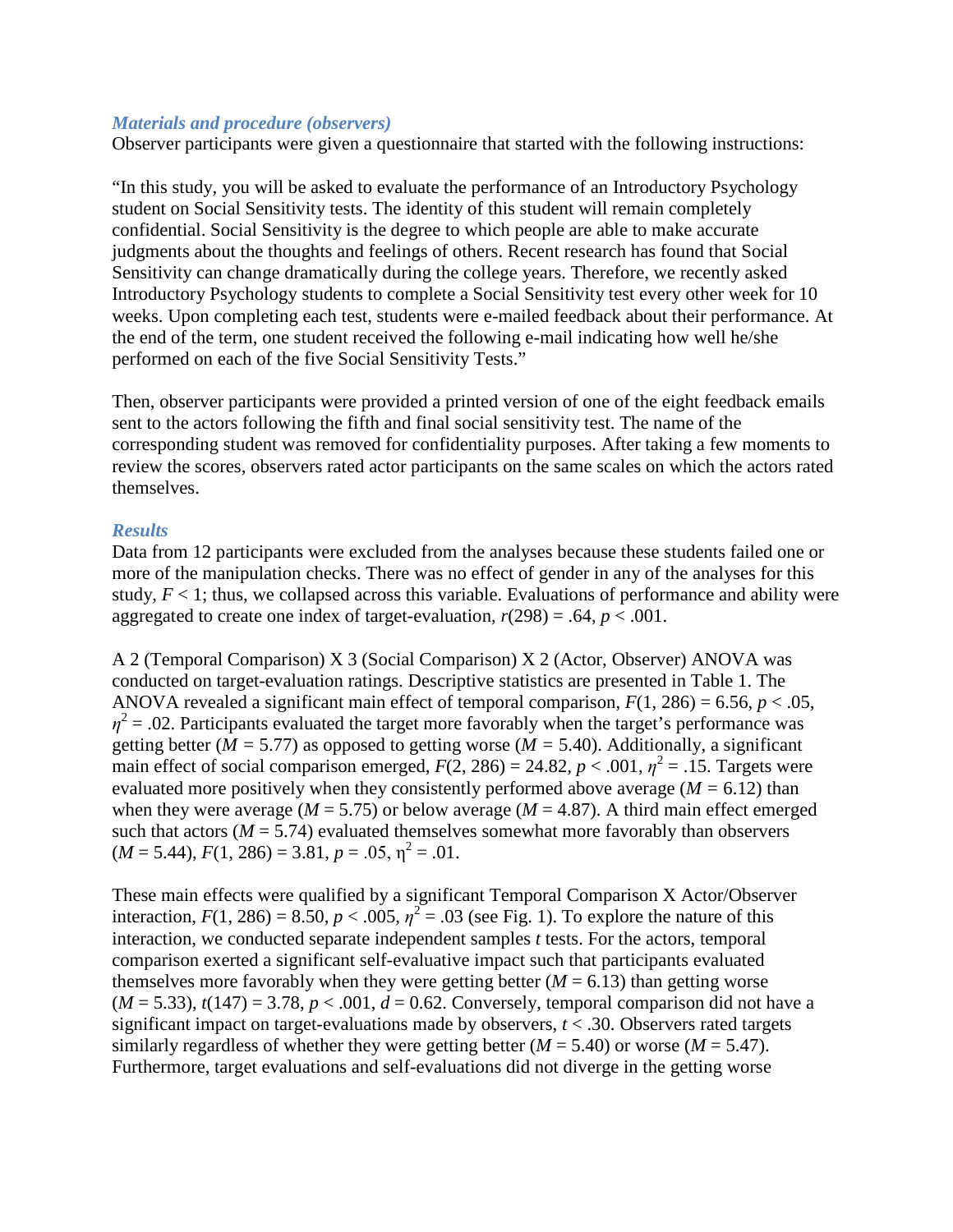### *Materials and procedure (observers)*

Observer participants were given a questionnaire that started with the following instructions:

"In this study, you will be asked to evaluate the performance of an Introductory Psychology student on Social Sensitivity tests. The identity of this student will remain completely confidential. Social Sensitivity is the degree to which people are able to make accurate judgments about the thoughts and feelings of others. Recent research has found that Social Sensitivity can change dramatically during the college years. Therefore, we recently asked Introductory Psychology students to complete a Social Sensitivity test every other week for 10 weeks. Upon completing each test, students were e-mailed feedback about their performance. At the end of the term, one student received the following e-mail indicating how well he/she performed on each of the five Social Sensitivity Tests."

Then, observer participants were provided a printed version of one of the eight feedback emails sent to the actors following the fifth and final social sensitivity test. The name of the corresponding student was removed for confidentiality purposes. After taking a few moments to review the scores, observers rated actor participants on the same scales on which the actors rated themselves.

### *Results*

Data from 12 participants were excluded from the analyses because these students failed one or more of the manipulation checks. There was no effect of gender in any of the analyses for this study, $F < 1$; thus, we collapsed across this variable. Evaluations of performance and ability were aggregated to create one index of target-evaluation, $r(298) = .64$, $p < .001$.

A 2 (Temporal Comparison) X 3 (Social Comparison) X 2 (Actor, Observer) ANOVA was conducted on target-evaluation ratings. Descriptive statistics are presented in Table 1. The ANOVA revealed a significant main effect of temporal comparison, $F(1, 286) = 6.56$, $p < .05$, $\eta^2 = .02$. Participants evaluated the target more favorably when the target's performance was getting better ($M = 5.77$) as opposed to getting worse ($M = 5.40$). Additionally, a significant main effect of social comparison emerged, $F(2, 286) = 24.82$, $p < .001$, $\eta^2 = .15$. Targets were evaluated more positively when they consistently performed above average ($M = 6.12$) than when they were average ($M = 5.75$) or below average ($M = 4.87$). A third main effect emerged such that actors ($M = 5.74$) evaluated themselves somewhat more favorably than observers ($M = 5.44$), $F(1, 286) = 3.81$, $p = .05$, $\eta^2 = .01$.

These main effects were qualified by a significant Temporal Comparison X Actor/Observer interaction, $F(1, 286) = 8.50$, $p < .005$, $\eta^2 = .03$ (see Fig. 1). To explore the nature of this interaction, we conducted separate independent samples *t* tests. For the actors, temporal comparison exerted a significant self-evaluative impact such that participants evaluated themselves more favorably when they were getting better ($M = 6.13$) than getting worse ($M = 5.33$), $t(147) = 3.78$, $p < .001$, $d = 0.62$. Conversely, temporal comparison did not have a significant impact on target-evaluations made by observers, $t < .30$. Observers rated targets similarly regardless of whether they were getting better ($M = 5.40$) or worse ($M = 5.47$). Furthermore, target evaluations and self-evaluations did not diverge in the getting worse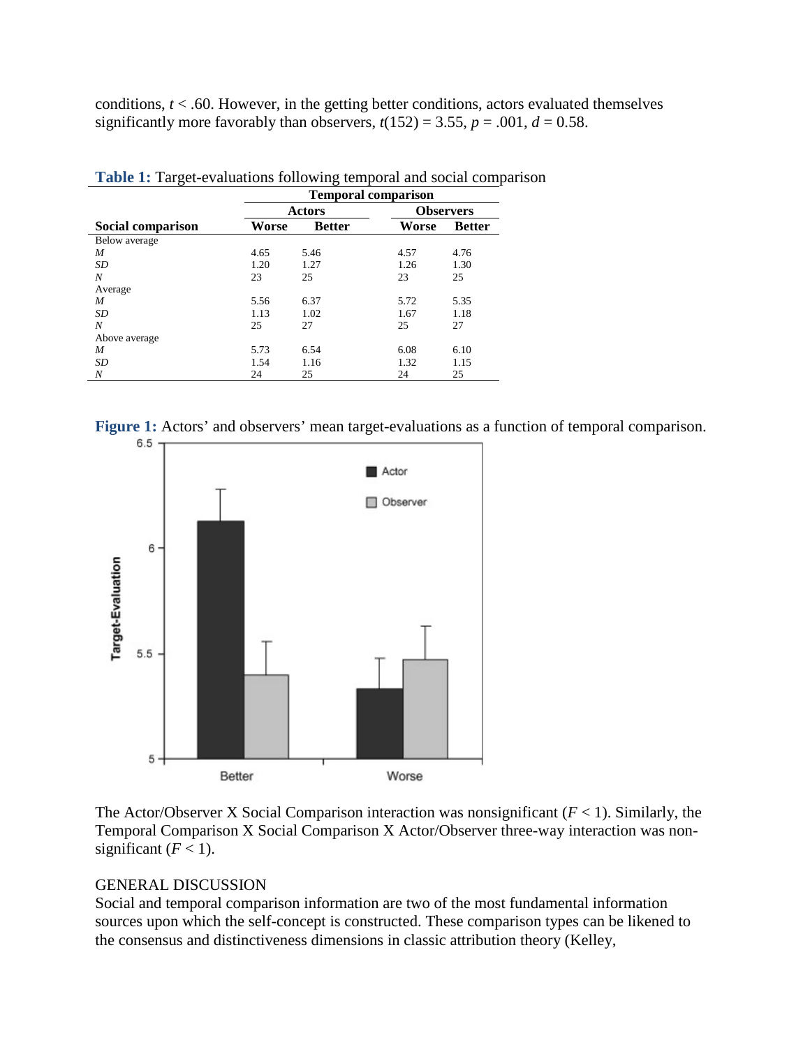conditions, $t < .60$. However, in the getting better conditions, actors evaluated themselves significantly more favorably than observers, $t(152) = 3.55$, $p = .001$, $d = 0.58$.

**Table 1:** Target-evaluations following temporal and social comparison

| | Temporal comparison | | | |
|---|---|---|---|---|
| | Actors | | Observers | |
| **Social comparison** | **Worse** | **Better** | **Worse** | **Better** |
| Below average | | | | |
| *M* | 4.65 | 5.46 | 4.57 | 4.76 |
| *SD* | 1.20 | 1.27 | 1.26 | 1.30 |
| *N* | 23 | 25 | 23 | 25 |
| Average | | | | |
| *M* | 5.56 | 6.37 | 5.72 | 5.35 |
| *SD* | 1.13 | 1.02 | 1.67 | 1.18 |
| *N* | 25 | 27 | 25 | 27 |
| Above average | | | | |
| *M* | 5.73 | 6.54 | 6.08 | 6.10 |
| *SD* | 1.54 | 1.16 | 1.32 | 1.15 |
| *N* | 24 | 25 | 24 | 25 |

**Figure 1:** Actors' and observers' mean target-evaluations as a function of temporal comparison.

The Actor/Observer X Social Comparison interaction was nonsignificant ($F < 1$). Similarly, the Temporal Comparison X Social Comparison X Actor/Observer three-way interaction was non-significant ($F < 1$).

## GENERAL DISCUSSION

Social and temporal comparison information are two of the most fundamental information sources upon which the self-concept is constructed. These comparison types can be likened to the consensus and distinctiveness dimensions in classic attribution theory (Kelley,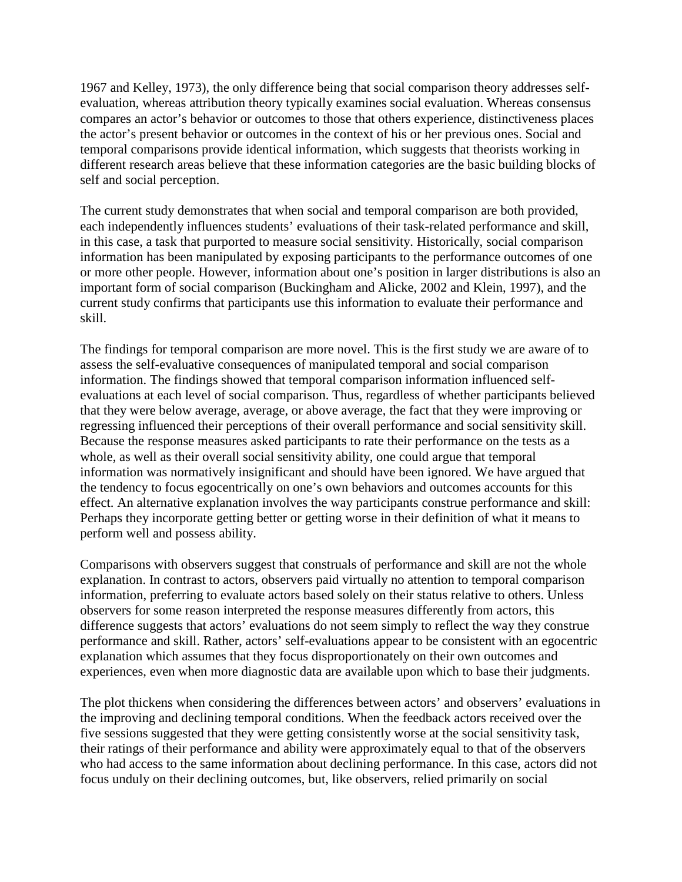1967 and Kelley, 1973), the only difference being that social comparison theory addresses self-evaluation, whereas attribution theory typically examines social evaluation. Whereas consensus compares an actor's behavior or outcomes to those that others experience, distinctiveness places the actor's present behavior or outcomes in the context of his or her previous ones. Social and temporal comparisons provide identical information, which suggests that theorists working in different research areas believe that these information categories are the basic building blocks of self and social perception.

The current study demonstrates that when social and temporal comparison are both provided, each independently influences students' evaluations of their task-related performance and skill, in this case, a task that purported to measure social sensitivity. Historically, social comparison information has been manipulated by exposing participants to the performance outcomes of one or more other people. However, information about one's position in larger distributions is also an important form of social comparison (Buckingham and Alicke, 2002 and Klein, 1997), and the current study confirms that participants use this information to evaluate their performance and skill.

The findings for temporal comparison are more novel. This is the first study we are aware of to assess the self-evaluative consequences of manipulated temporal and social comparison information. The findings showed that temporal comparison information influenced self-evaluations at each level of social comparison. Thus, regardless of whether participants believed that they were below average, average, or above average, the fact that they were improving or regressing influenced their perceptions of their overall performance and social sensitivity skill. Because the response measures asked participants to rate their performance on the tests as a whole, as well as their overall social sensitivity ability, one could argue that temporal information was normatively insignificant and should have been ignored. We have argued that the tendency to focus egocentrically on one's own behaviors and outcomes accounts for this effect. An alternative explanation involves the way participants construe performance and skill: Perhaps they incorporate getting better or getting worse in their definition of what it means to perform well and possess ability.

Comparisons with observers suggest that construals of performance and skill are not the whole explanation. In contrast to actors, observers paid virtually no attention to temporal comparison information, preferring to evaluate actors based solely on their status relative to others. Unless observers for some reason interpreted the response measures differently from actors, this difference suggests that actors' evaluations do not seem simply to reflect the way they construe performance and skill. Rather, actors' self-evaluations appear to be consistent with an egocentric explanation which assumes that they focus disproportionately on their own outcomes and experiences, even when more diagnostic data are available upon which to base their judgments.

The plot thickens when considering the differences between actors' and observers' evaluations in the improving and declining temporal conditions. When the feedback actors received over the five sessions suggested that they were getting consistently worse at the social sensitivity task, their ratings of their performance and ability were approximately equal to that of the observers who had access to the same information about declining performance. In this case, actors did not focus unduly on their declining outcomes, but, like observers, relied primarily on social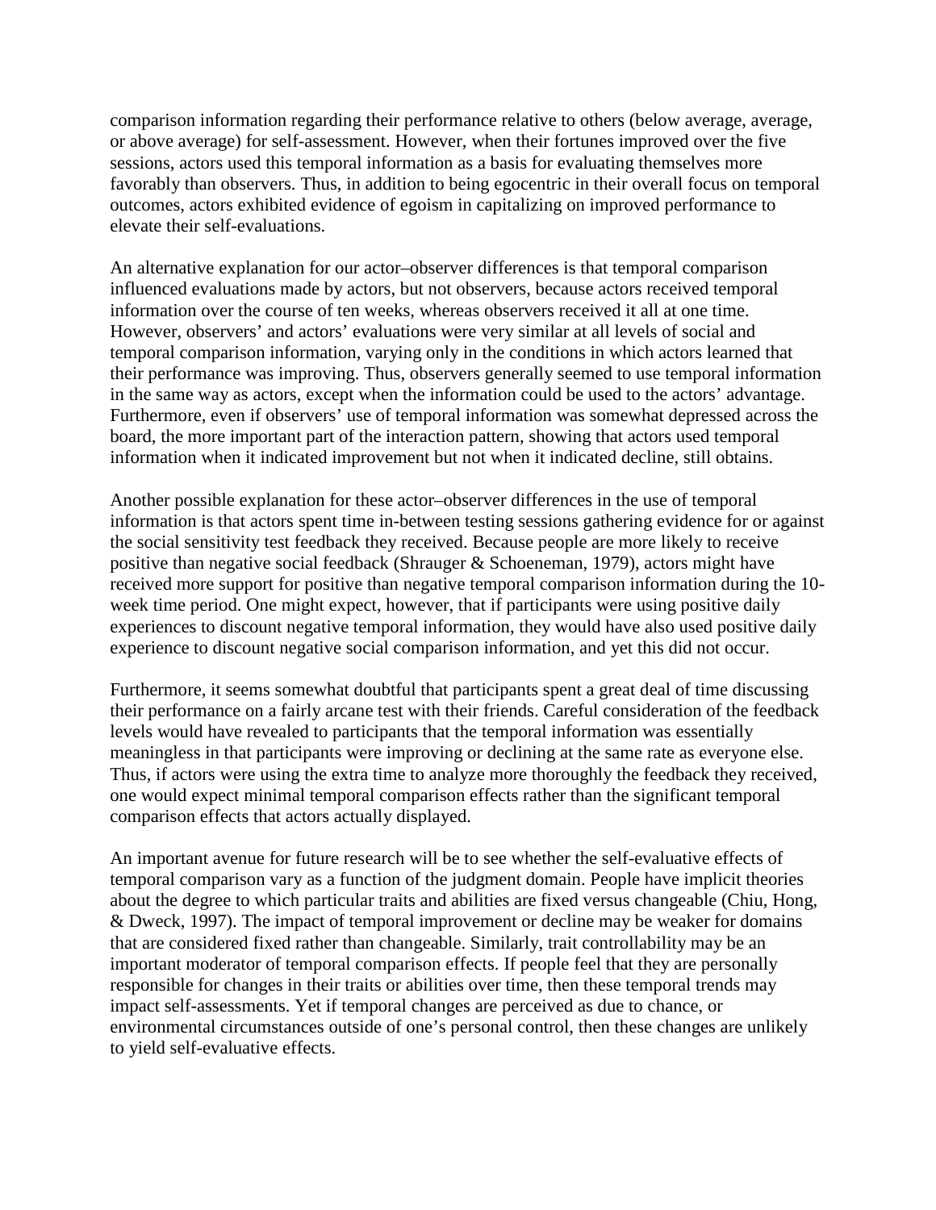comparison information regarding their performance relative to others (below average, average, or above average) for self-assessment. However, when their fortunes improved over the five sessions, actors used this temporal information as a basis for evaluating themselves more favorably than observers. Thus, in addition to being egocentric in their overall focus on temporal outcomes, actors exhibited evidence of egoism in capitalizing on improved performance to elevate their self-evaluations.

An alternative explanation for our actor–observer differences is that temporal comparison influenced evaluations made by actors, but not observers, because actors received temporal information over the course of ten weeks, whereas observers received it all at one time. However, observers' and actors' evaluations were very similar at all levels of social and temporal comparison information, varying only in the conditions in which actors learned that their performance was improving. Thus, observers generally seemed to use temporal information in the same way as actors, except when the information could be used to the actors' advantage. Furthermore, even if observers' use of temporal information was somewhat depressed across the board, the more important part of the interaction pattern, showing that actors used temporal information when it indicated improvement but not when it indicated decline, still obtains.

Another possible explanation for these actor–observer differences in the use of temporal information is that actors spent time in-between testing sessions gathering evidence for or against the social sensitivity test feedback they received. Because people are more likely to receive positive than negative social feedback (Shrauger & Schoeneman, 1979), actors might have received more support for positive than negative temporal comparison information during the 10-week time period. One might expect, however, that if participants were using positive daily experiences to discount negative temporal information, they would have also used positive daily experience to discount negative social comparison information, and yet this did not occur.

Furthermore, it seems somewhat doubtful that participants spent a great deal of time discussing their performance on a fairly arcane test with their friends. Careful consideration of the feedback levels would have revealed to participants that the temporal information was essentially meaningless in that participants were improving or declining at the same rate as everyone else. Thus, if actors were using the extra time to analyze more thoroughly the feedback they received, one would expect minimal temporal comparison effects rather than the significant temporal comparison effects that actors actually displayed.

An important avenue for future research will be to see whether the self-evaluative effects of temporal comparison vary as a function of the judgment domain. People have implicit theories about the degree to which particular traits and abilities are fixed versus changeable (Chiu, Hong, & Dweck, 1997). The impact of temporal improvement or decline may be weaker for domains that are considered fixed rather than changeable. Similarly, trait controllability may be an important moderator of temporal comparison effects. If people feel that they are personally responsible for changes in their traits or abilities over time, then these temporal trends may impact self-assessments. Yet if temporal changes are perceived as due to chance, or environmental circumstances outside of one's personal control, then these changes are unlikely to yield self-evaluative effects.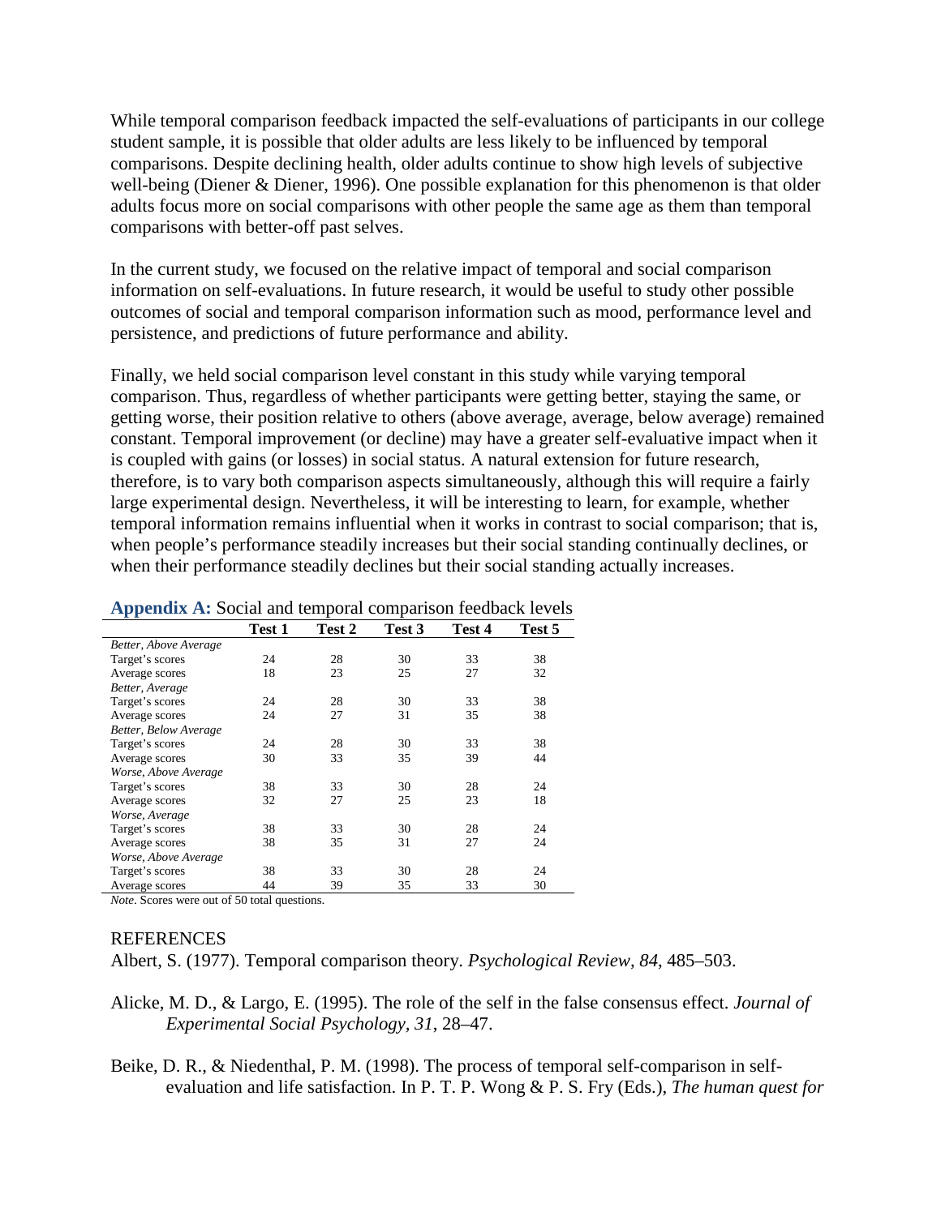While temporal comparison feedback impacted the self-evaluations of participants in our college student sample, it is possible that older adults are less likely to be influenced by temporal comparisons. Despite declining health, older adults continue to show high levels of subjective well-being (Diener & Diener, 1996). One possible explanation for this phenomenon is that older adults focus more on social comparisons with other people the same age as them than temporal comparisons with better-off past selves.

In the current study, we focused on the relative impact of temporal and social comparison information on self-evaluations. In future research, it would be useful to study other possible outcomes of social and temporal comparison information such as mood, performance level and persistence, and predictions of future performance and ability.

Finally, we held social comparison level constant in this study while varying temporal comparison. Thus, regardless of whether participants were getting better, staying the same, or getting worse, their position relative to others (above average, average, below average) remained constant. Temporal improvement (or decline) may have a greater self-evaluative impact when it is coupled with gains (or losses) in social status. A natural extension for future research, therefore, is to vary both comparison aspects simultaneously, although this will require a fairly large experimental design. Nevertheless, it will be interesting to learn, for example, whether temporal information remains influential when it works in contrast to social comparison; that is, when people's performance steadily increases but their social standing continually declines, or when their performance steadily declines but their social standing actually increases.

**Appendix A:** Social and temporal comparison feedback levels

| | Test 1 | Test 2 | Test 3 | Test 4 | Test 5 |
|---|---|---|---|---|---|
| *Better, Above Average* | | | | | |
| Target's scores | 24 | 28 | 30 | 33 | 38 |
| Average scores | 18 | 23 | 25 | 27 | 32 |
| *Better, Average* | | | | | |
| Target's scores | 24 | 28 | 30 | 33 | 38 |
| Average scores | 24 | 27 | 31 | 35 | 38 |
| *Better, Below Average* | | | | | |
| Target's scores | 24 | 28 | 30 | 33 | 38 |
| Average scores | 30 | 33 | 35 | 39 | 44 |
| *Worse, Above Average* | | | | | |
| Target's scores | 38 | 33 | 30 | 28 | 24 |
| Average scores | 32 | 27 | 25 | 23 | 18 |
| *Worse, Average* | | | | | |
| Target's scores | 38 | 33 | 30 | 28 | 24 |
| Average scores | 38 | 35 | 31 | 27 | 24 |
| *Worse, Above Average* | | | | | |
| Target's scores | 38 | 33 | 30 | 28 | 24 |
| Average scores | 44 | 39 | 35 | 33 | 30 |

*Note*. Scores were out of 50 total questions.

REFERENCES

Albert, S. (1977). Temporal comparison theory. *Psychological Review, 84*, 485–503.

Alicke, M. D., & Largo, E. (1995). The role of the self in the false consensus effect. *Journal of Experimental Social Psychology, 31*, 28–47.

Beike, D. R., & Niedenthal, P. M. (1998). The process of temporal self-comparison in self-evaluation and life satisfaction. In P. T. P. Wong & P. S. Fry (Eds.), *The human quest for*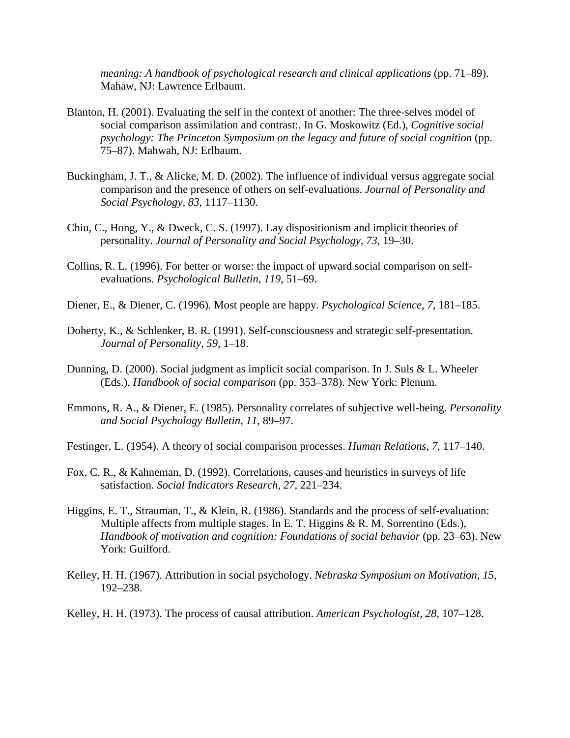*meaning: A handbook of psychological research and clinical applications* (pp. 71–89). Mahaw, NJ: Lawrence Erlbaum.

Blanton, H. (2001). Evaluating the self in the context of another: The three-selves model of social comparison assimilation and contrast:. In G. Moskowitz (Ed.), *Cognitive social psychology: The Princeton Symposium on the legacy and future of social cognition* (pp. 75–87). Mahwah, NJ: Erlbaum.

Buckingham, J. T., & Alicke, M. D. (2002). The influence of individual versus aggregate social comparison and the presence of others on self-evaluations. *Journal of Personality and Social Psychology, 83*, 1117–1130.

Chiu, C., Hong, Y., & Dweck, C. S. (1997). Lay dispositionism and implicit theories of personality. *Journal of Personality and Social Psychology, 73*, 19–30.

Collins, R. L. (1996). For better or worse: the impact of upward social comparison on self-evaluations. *Psychological Bulletin, 119*, 51–69.

Diener, E., & Diener, C. (1996). Most people are happy. *Psychological Science, 7*, 181–185.

Doherty, K., & Schlenker, B. R. (1991). Self-consciousness and strategic self-presentation. *Journal of Personality, 59*, 1–18.

Dunning, D. (2000). Social judgment as implicit social comparison. In J. Suls & L. Wheeler (Eds.), *Handbook of social comparison* (pp. 353–378). New York: Plenum.

Emmons, R. A., & Diener, E. (1985). Personality correlates of subjective well-being. *Personality and Social Psychology Bulletin, 11*, 89–97.

Festinger, L. (1954). A theory of social comparison processes. *Human Relations, 7*, 117–140.

Fox, C. R., & Kahneman, D. (1992). Correlations, causes and heuristics in surveys of life satisfaction. *Social Indicators Research, 27*, 221–234.

Higgins, E. T., Strauman, T., & Klein, R. (1986). Standards and the process of self-evaluation: Multiple affects from multiple stages. In E. T. Higgins & R. M. Sorrentino (Eds.), *Handbook of motivation and cognition: Foundations of social behavior* (pp. 23–63). New York: Guilford.

Kelley, H. H. (1967). Attribution in social psychology. *Nebraska Symposium on Motivation, 15*, 192–238.

Kelley, H. H. (1973). The process of causal attribution. *American Psychologist, 28*, 107–128.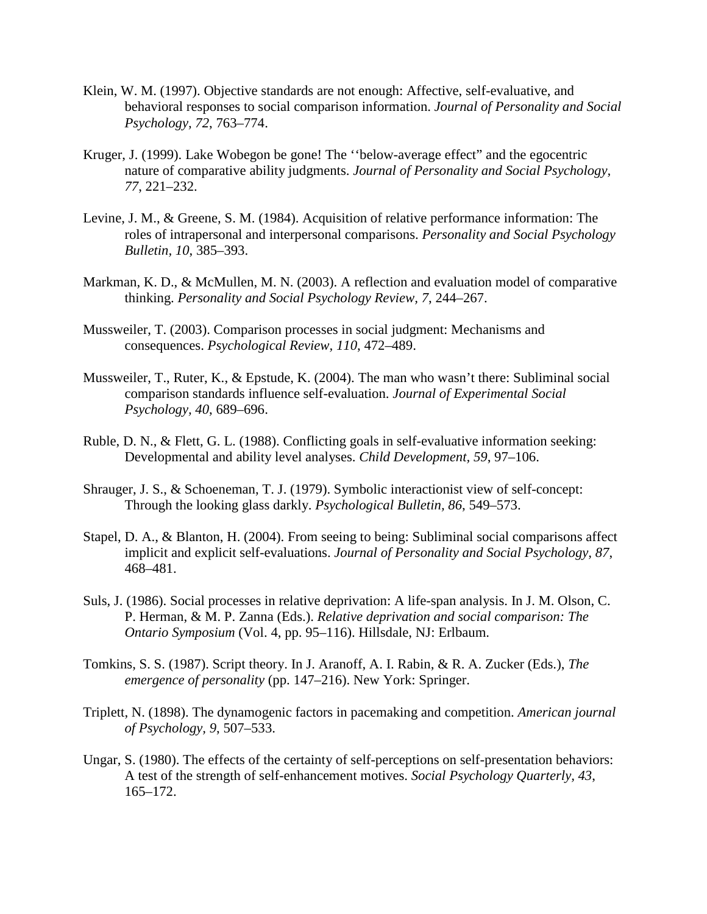Klein, W. M. (1997). Objective standards are not enough: Affective, self-evaluative, and behavioral responses to social comparison information. *Journal of Personality and Social Psychology, 72*, 763–774.

Kruger, J. (1999). Lake Wobegon be gone! The ''below-average effect" and the egocentric nature of comparative ability judgments. *Journal of Personality and Social Psychology, 77*, 221–232.

Levine, J. M., & Greene, S. M. (1984). Acquisition of relative performance information: The roles of intrapersonal and interpersonal comparisons. *Personality and Social Psychology Bulletin, 10*, 385–393.

Markman, K. D., & McMullen, M. N. (2003). A reflection and evaluation model of comparative thinking. *Personality and Social Psychology Review, 7*, 244–267.

Mussweiler, T. (2003). Comparison processes in social judgment: Mechanisms and consequences. *Psychological Review, 110*, 472–489.

Mussweiler, T., Ruter, K., & Epstude, K. (2004). The man who wasn't there: Subliminal social comparison standards influence self-evaluation. *Journal of Experimental Social Psychology, 40*, 689–696.

Ruble, D. N., & Flett, G. L. (1988). Conflicting goals in self-evaluative information seeking: Developmental and ability level analyses. *Child Development, 59*, 97–106.

Shrauger, J. S., & Schoeneman, T. J. (1979). Symbolic interactionist view of self-concept: Through the looking glass darkly. *Psychological Bulletin, 86*, 549–573.

Stapel, D. A., & Blanton, H. (2004). From seeing to being: Subliminal social comparisons affect implicit and explicit self-evaluations. *Journal of Personality and Social Psychology, 87*, 468–481.

Suls, J. (1986). Social processes in relative deprivation: A life-span analysis. In J. M. Olson, C. P. Herman, & M. P. Zanna (Eds.). *Relative deprivation and social comparison: The Ontario Symposium* (Vol. 4, pp. 95–116). Hillsdale, NJ: Erlbaum.

Tomkins, S. S. (1987). Script theory. In J. Aranoff, A. I. Rabin, & R. A. Zucker (Eds.), *The emergence of personality* (pp. 147–216). New York: Springer.

Triplett, N. (1898). The dynamogenic factors in pacemaking and competition. *American journal of Psychology, 9*, 507–533.

Ungar, S. (1980). The effects of the certainty of self-perceptions on self-presentation behaviors: A test of the strength of self-enhancement motives. *Social Psychology Quarterly, 43*, 165–172.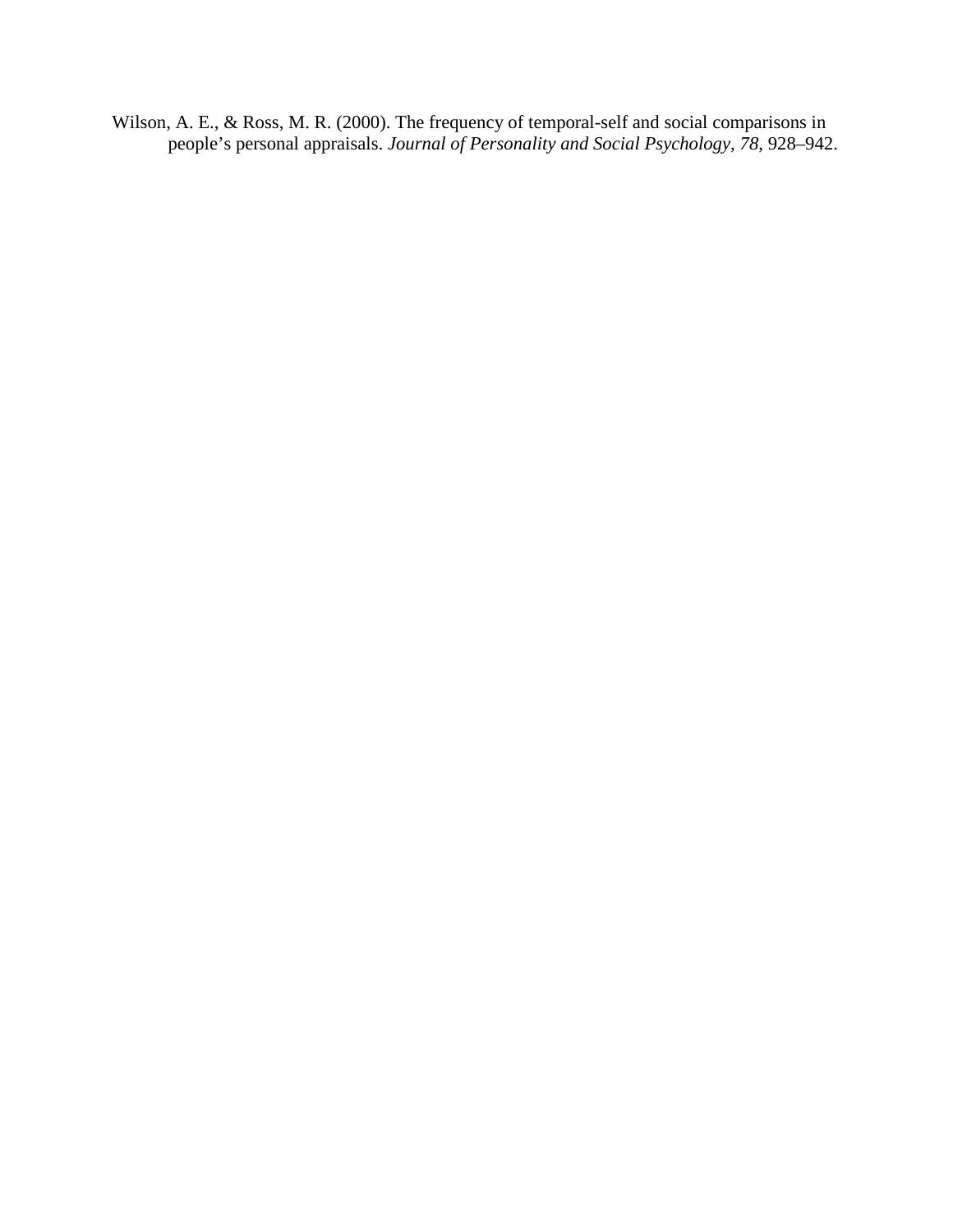Wilson, A. E., & Ross, M. R. (2000). The frequency of temporal-self and social comparisons in people's personal appraisals. *Journal of Personality and Social Psychology, 78,* 928–942.